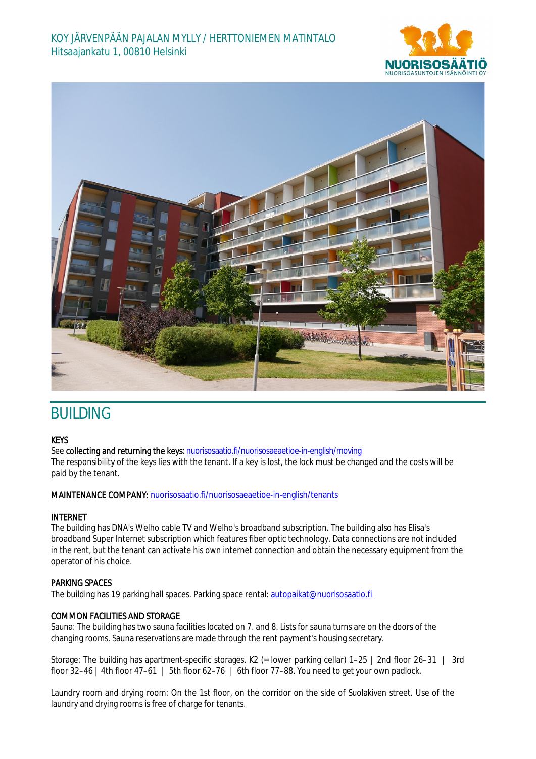KOY JÄRVENPÄÄN PAJALAN MYLLY / HERTTONIEMEN MATINTALO
Hitsaajankatu 1, 00810 Helsinki

# BUILDING

### KEYS

See **collecting and returning the keys**: nuorisosaatio.fi/nuorisosaeaetioe-in-english/moving
The responsibility of the keys lies with the tenant. If a key is lost, the lock must be changed and the costs will be paid by the tenant.

**MAINTENANCE COMPANY**: nuorisosaatio.fi/nuorisosaeaetioe-in-english/tenants

### INTERNET

The building has DNA's Welho cable TV and Welho's broadband subscription. The building also has Elisa's broadband Super Internet subscription which features fiber optic technology. Data connections are not included in the rent, but the tenant can activate his own internet connection and obtain the necessary equipment from the operator of his choice.

### PARKING SPACES

The building has 19 parking hall spaces. Parking space rental: autopaikat@nuorisosaatio.fi

### COMMON FACILITIES AND STORAGE

Sauna: The building has two sauna facilities located on 7. and 8. Lists for sauna turns are on the doors of the changing rooms. Sauna reservations are made through the rent payment's housing secretary.

Storage: The building has apartment-specific storages. K2 (= lower parking cellar) 1–25 | 2nd floor 26–31 | 3rd floor 32–46 | 4th floor 47–61 | 5th floor 62–76 | 6th floor 77–88. You need to get your own padlock.

Laundry room and drying room: On the 1st floor, on the corridor on the side of Suolakiven street. Use of the laundry and drying rooms is free of charge for tenants.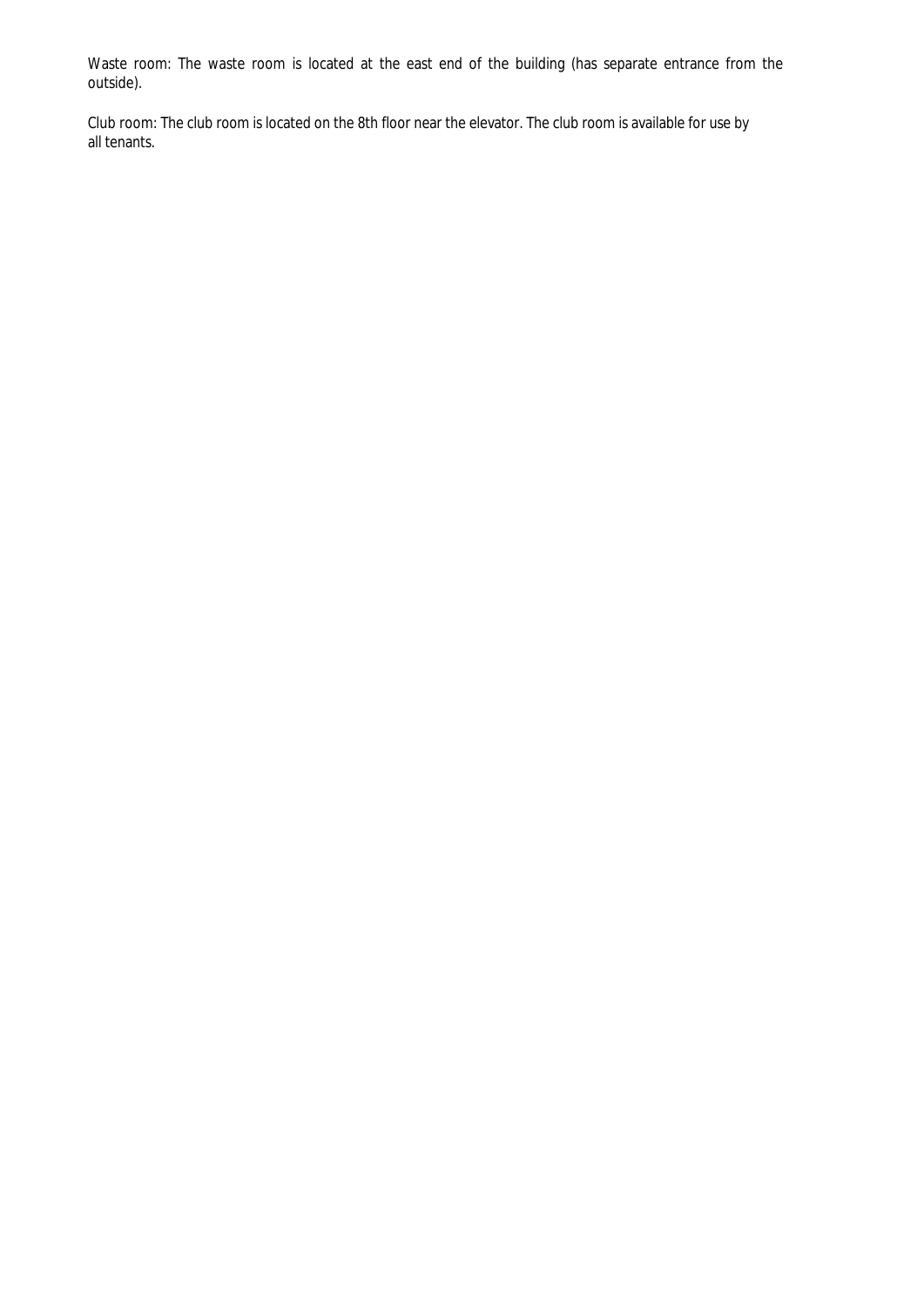Waste room: The waste room is located at the east end of the building (has separate entrance from the outside).

Club room: The club room is located on the 8th floor near the elevator. The club room is available for use by all tenants.